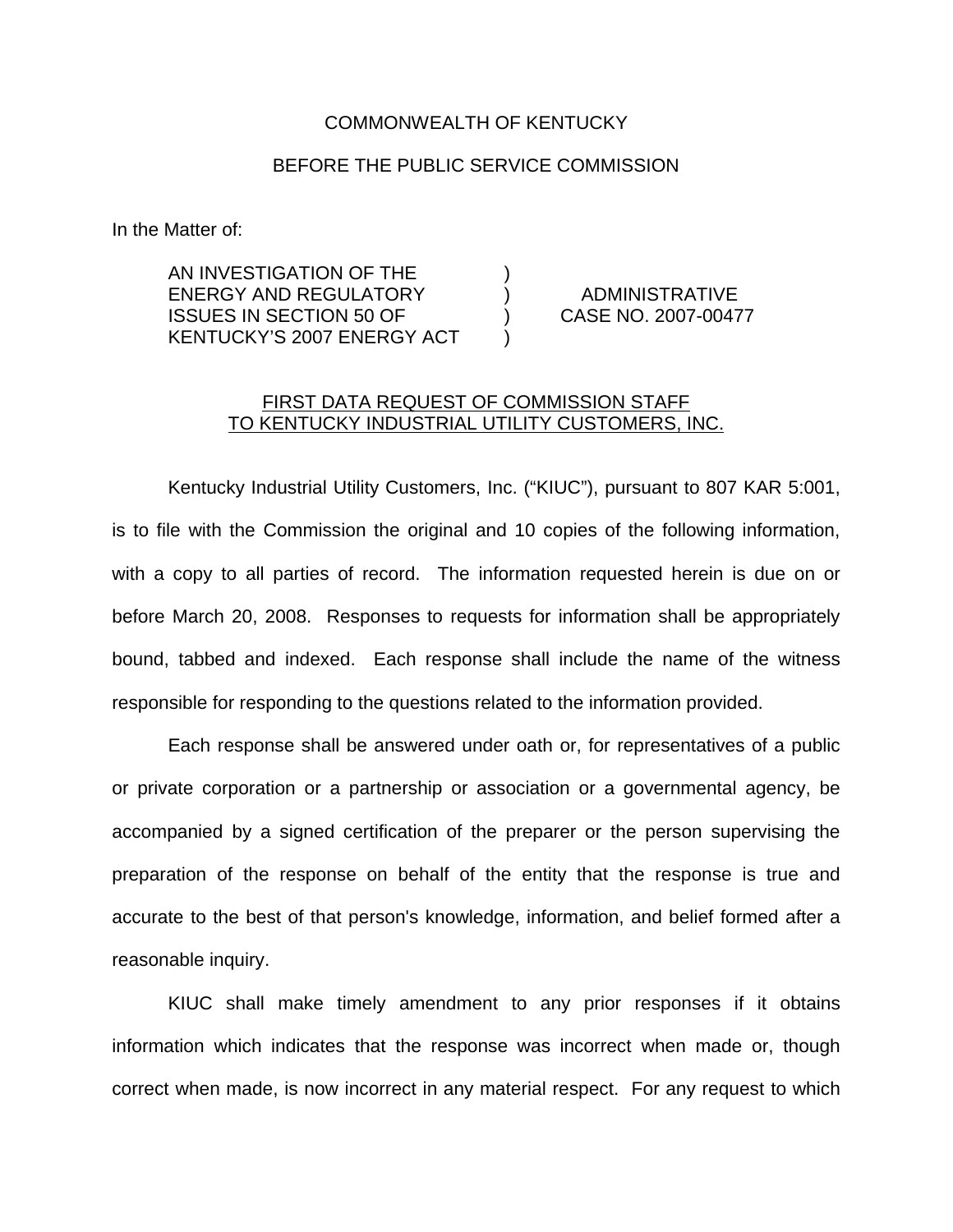COMMONWEALTH OF KENTUCKY

BEFORE THE PUBLIC SERVICE COMMISSION

In the Matter of:

| | | |
|---|---|---|
| AN INVESTIGATION OF THE ENERGY AND REGULATORY ISSUES IN SECTION 50 OF KENTUCKY'S 2007 ENERGY ACT | ) ) ) ) | ADMINISTRATIVE CASE NO. 2007-00477 |

FIRST DATA REQUEST OF COMMISSION STAFF TO KENTUCKY INDUSTRIAL UTILITY CUSTOMERS, INC.

Kentucky Industrial Utility Customers, Inc. ("KIUC"), pursuant to 807 KAR 5:001, is to file with the Commission the original and 10 copies of the following information, with a copy to all parties of record. The information requested herein is due on or before March 20, 2008. Responses to requests for information shall be appropriately bound, tabbed and indexed. Each response shall include the name of the witness responsible for responding to the questions related to the information provided.

Each response shall be answered under oath or, for representatives of a public or private corporation or a partnership or association or a governmental agency, be accompanied by a signed certification of the preparer or the person supervising the preparation of the response on behalf of the entity that the response is true and accurate to the best of that person's knowledge, information, and belief formed after a reasonable inquiry.

KIUC shall make timely amendment to any prior responses if it obtains information which indicates that the response was incorrect when made or, though correct when made, is now incorrect in any material respect. For any request to which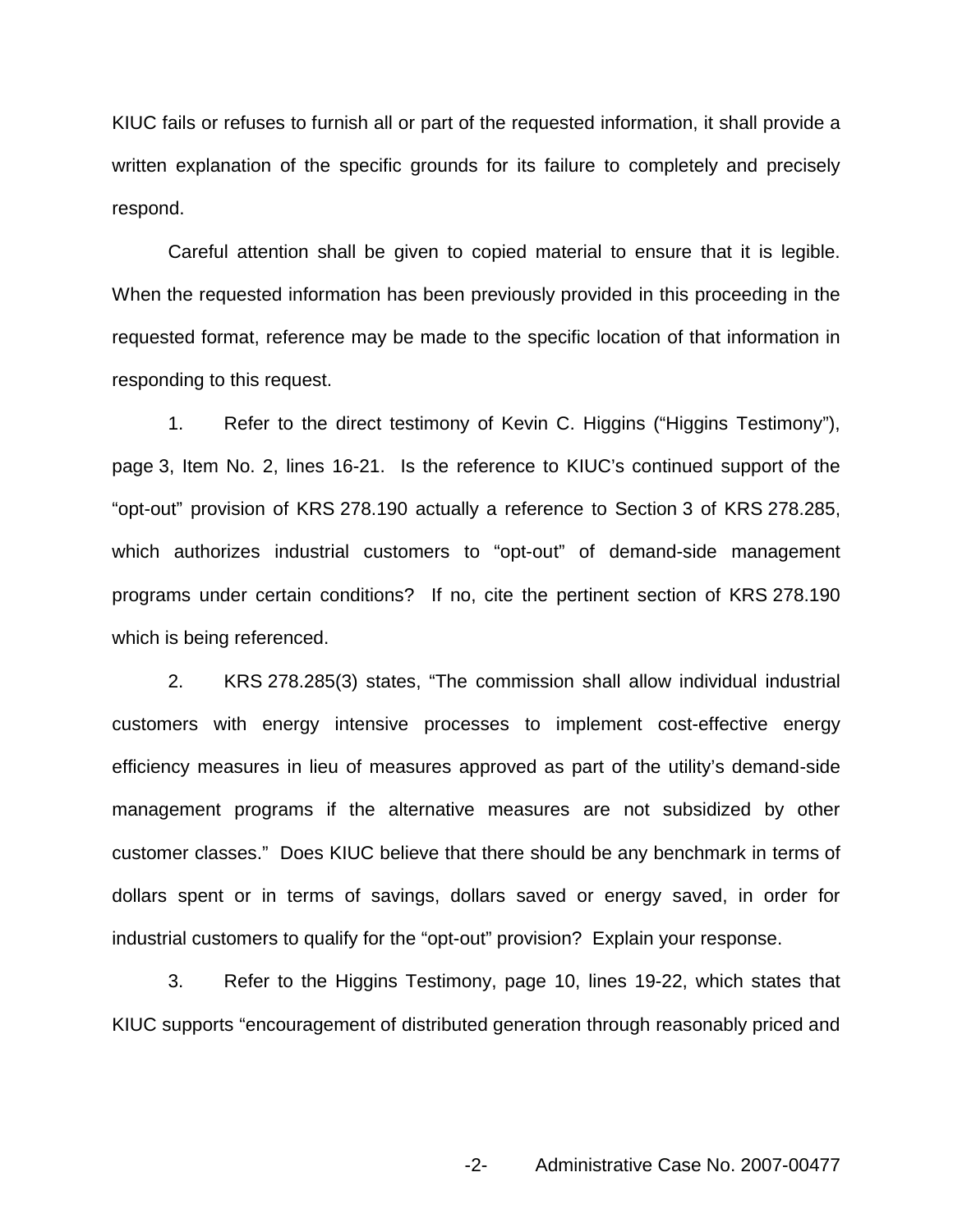KIUC fails or refuses to furnish all or part of the requested information, it shall provide a written explanation of the specific grounds for its failure to completely and precisely respond.

Careful attention shall be given to copied material to ensure that it is legible. When the requested information has been previously provided in this proceeding in the requested format, reference may be made to the specific location of that information in responding to this request.

1. Refer to the direct testimony of Kevin C. Higgins ("Higgins Testimony"), page 3, Item No. 2, lines 16-21. Is the reference to KIUC's continued support of the "opt-out" provision of KRS 278.190 actually a reference to Section 3 of KRS 278.285, which authorizes industrial customers to "opt-out" of demand-side management programs under certain conditions? If no, cite the pertinent section of KRS 278.190 which is being referenced.

2. KRS 278.285(3) states, "The commission shall allow individual industrial customers with energy intensive processes to implement cost-effective energy efficiency measures in lieu of measures approved as part of the utility's demand-side management programs if the alternative measures are not subsidized by other customer classes." Does KIUC believe that there should be any benchmark in terms of dollars spent or in terms of savings, dollars saved or energy saved, in order for industrial customers to qualify for the "opt-out" provision? Explain your response.

3. Refer to the Higgins Testimony, page 10, lines 19-22, which states that KIUC supports "encouragement of distributed generation through reasonably priced and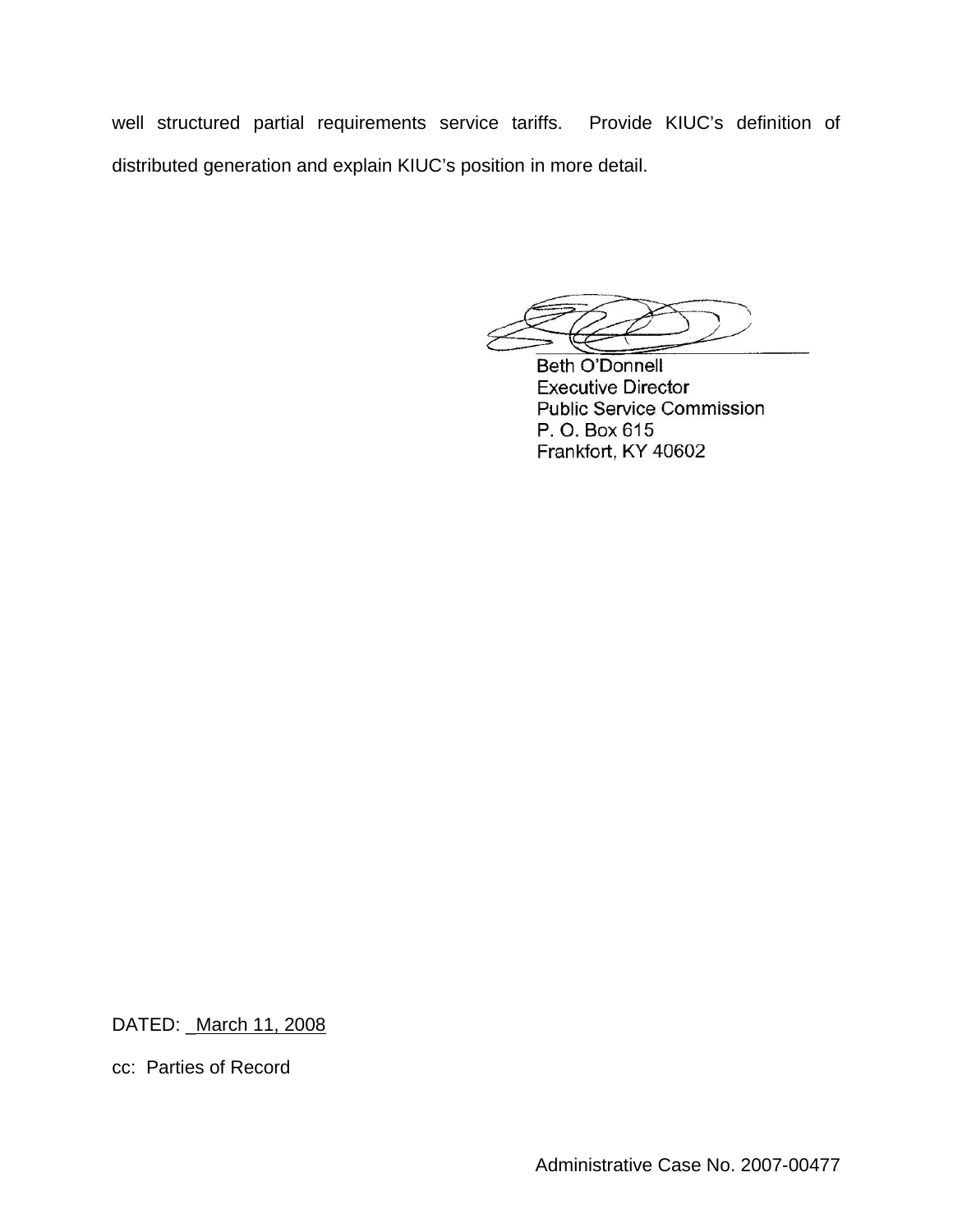well structured partial requirements service tariffs. Provide KIUC's definition of distributed generation and explain KIUC's position in more detail.

Beth O'Donnell
Executive Director
Public Service Commission
P. O. Box 615
Frankfort, KY 40602

DATED: March 11, 2008

cc: Parties of Record

Administrative Case No. 2007-00477